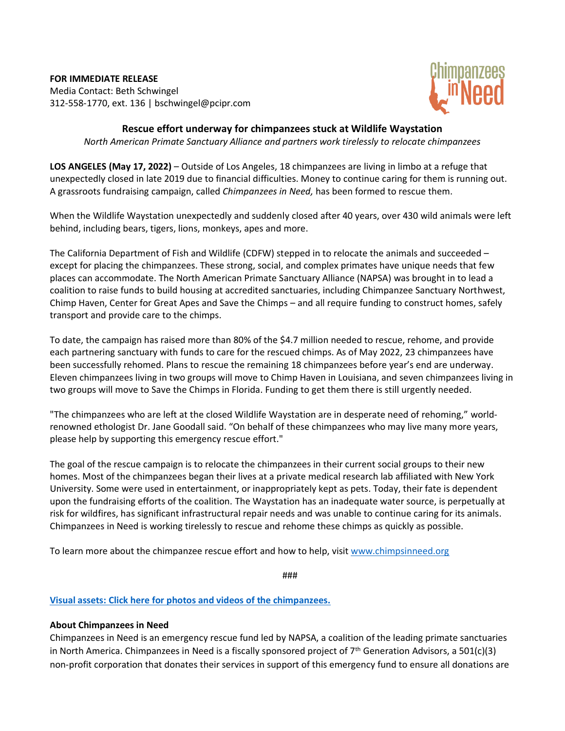**FOR IMMEDIATE RELEASE**
Media Contact: Beth Schwingel
312-558-1770, ext. 136 | bschwingel@pcipr.com

## Rescue effort underway for chimpanzees stuck at Wildlife Waystation

*North American Primate Sanctuary Alliance and partners work tirelessly to relocate chimpanzees*

**LOS ANGELES (May 17, 2022)** – Outside of Los Angeles, 18 chimpanzees are living in limbo at a refuge that unexpectedly closed in late 2019 due to financial difficulties. Money to continue caring for them is running out. A grassroots fundraising campaign, called *Chimpanzees in Need,* has been formed to rescue them.

When the Wildlife Waystation unexpectedly and suddenly closed after 40 years, over 430 wild animals were left behind, including bears, tigers, lions, monkeys, apes and more.

The California Department of Fish and Wildlife (CDFW) stepped in to relocate the animals and succeeded – except for placing the chimpanzees. These strong, social, and complex primates have unique needs that few places can accommodate. The North American Primate Sanctuary Alliance (NAPSA) was brought in to lead a coalition to raise funds to build housing at accredited sanctuaries, including Chimpanzee Sanctuary Northwest, Chimp Haven, Center for Great Apes and Save the Chimps – and all require funding to construct homes, safely transport and provide care to the chimps.

To date, the campaign has raised more than 80% of the $4.7 million needed to rescue, rehome, and provide each partnering sanctuary with funds to care for the rescued chimps. As of May 2022, 23 chimpanzees have been successfully rehomed. Plans to rescue the remaining 18 chimpanzees before year's end are underway. Eleven chimpanzees living in two groups will move to Chimp Haven in Louisiana, and seven chimpanzees living in two groups will move to Save the Chimps in Florida. Funding to get them there is still urgently needed.

"The chimpanzees who are left at the closed Wildlife Waystation are in desperate need of rehoming," world-renowned ethologist Dr. Jane Goodall said. "On behalf of these chimpanzees who may live many more years, please help by supporting this emergency rescue effort."

The goal of the rescue campaign is to relocate the chimpanzees in their current social groups to their new homes. Most of the chimpanzees began their lives at a private medical research lab affiliated with New York University. Some were used in entertainment, or inappropriately kept as pets. Today, their fate is dependent upon the fundraising efforts of the coalition. The Waystation has an inadequate water source, is perpetually at risk for wildfires, has significant infrastructural repair needs and was unable to continue caring for its animals. Chimpanzees in Need is working tirelessly to rescue and rehome these chimps as quickly as possible.

To learn more about the chimpanzee rescue effort and how to help, visit [www.chimpsinneed.org](http://www.chimpsinneed.org)

###

**Visual assets: Click here for photos and videos of the chimpanzees.**

**About Chimpanzees in Need**
Chimpanzees in Need is an emergency rescue fund led by NAPSA, a coalition of the leading primate sanctuaries in North America. Chimpanzees in Need is a fiscally sponsored project of 7th Generation Advisors, a 501(c)(3) non-profit corporation that donates their services in support of this emergency fund to ensure all donations are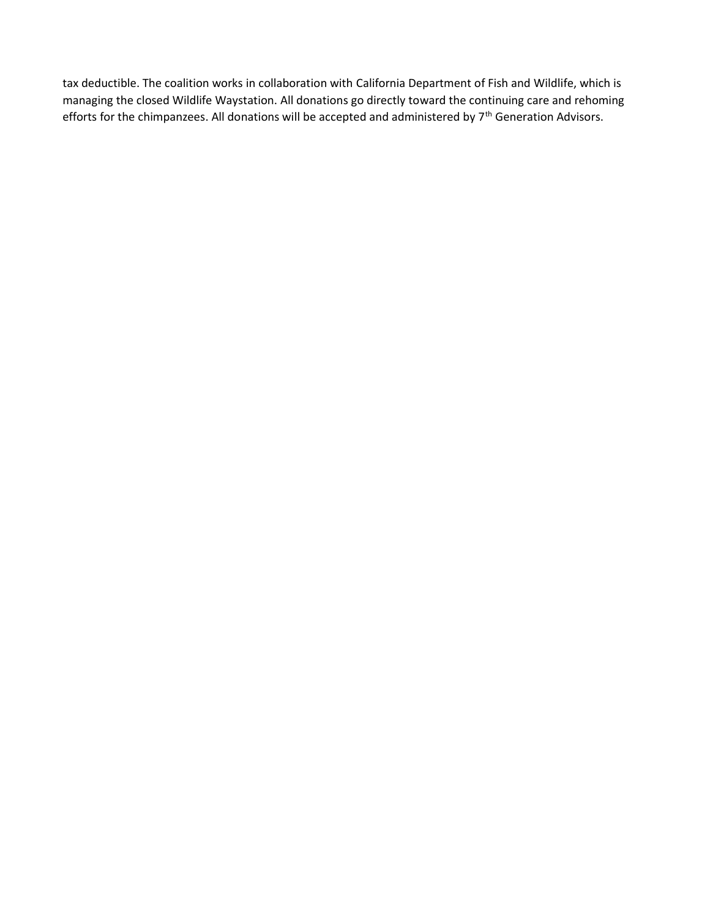tax deductible. The coalition works in collaboration with California Department of Fish and Wildlife, which is managing the closed Wildlife Waystation. All donations go directly toward the continuing care and rehoming efforts for the chimpanzees. All donations will be accepted and administered by 7th Generation Advisors.